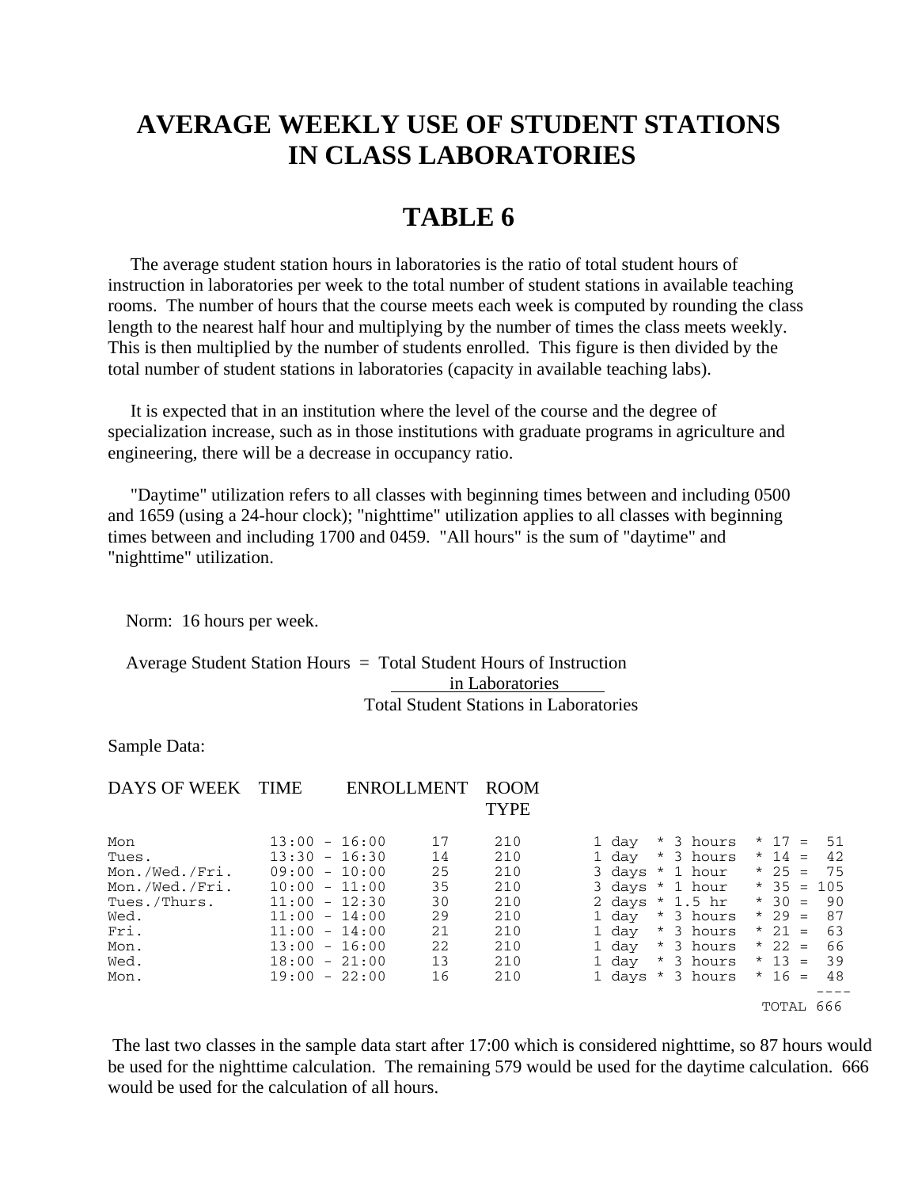# AVERAGE WEEKLY USE OF STUDENT STATIONS IN CLASS LABORATORIES

# TABLE 6

The average student station hours in laboratories is the ratio of total student hours of instruction in laboratories per week to the total number of student stations in available teaching rooms. The number of hours that the course meets each week is computed by rounding the class length to the nearest half hour and multiplying by the number of times the class meets weekly. This is then multiplied by the number of students enrolled. This figure is then divided by the total number of student stations in laboratories (capacity in available teaching labs).

It is expected that in an institution where the level of the course and the degree of specialization increase, such as in those institutions with graduate programs in agriculture and engineering, there will be a decrease in occupancy ratio.

"Daytime" utilization refers to all classes with beginning times between and including 0500 and 1659 (using a 24-hour clock); "nighttime" utilization applies to all classes with beginning times between and including 1700 and 0459. "All hours" is the sum of "daytime" and "nighttime" utilization.

Norm: 16 hours per week.

$$\text{Average Student Station Hours} = \frac{\text{Total Student Hours of Instruction in Laboratories}}{\text{Total Student Stations in Laboratories}}$$

Sample Data:

| DAYS OF WEEK | TIME | ENROLLMENT | ROOM TYPE | |
|---|---|---|---|---|
| Mon | 13:00 - 16:00 | 17 | 210 | 1 day * 3 hours * 17 = 51 |
| Tues. | 13:30 - 16:30 | 14 | 210 | 1 day * 3 hours * 14 = 42 |
| Mon./Wed./Fri. | 09:00 - 10:00 | 25 | 210 | 3 days * 1 hour * 25 = 75 |
| Mon./Wed./Fri. | 10:00 - 11:00 | 35 | 210 | 3 days * 1 hour * 35 = 105 |
| Tues./Thurs. | 11:00 - 12:30 | 30 | 210 | 2 days * 1.5 hr * 30 = 90 |
| Wed. | 11:00 - 14:00 | 29 | 210 | 1 day * 3 hours * 29 = 87 |
| Fri. | 11:00 - 14:00 | 21 | 210 | 1 day * 3 hours * 21 = 63 |
| Mon. | 13:00 - 16:00 | 22 | 210 | 1 day * 3 hours * 22 = 66 |
| Wed. | 18:00 - 21:00 | 13 | 210 | 1 day * 3 hours * 13 = 39 |
| Mon. | 19:00 - 22:00 | 16 | 210 | 1 days * 3 hours * 16 = 48 |
| | | | | TOTAL 666 |

The last two classes in the sample data start after 17:00 which is considered nighttime, so 87 hours would be used for the nighttime calculation. The remaining 579 would be used for the daytime calculation. 666 would be used for the calculation of all hours.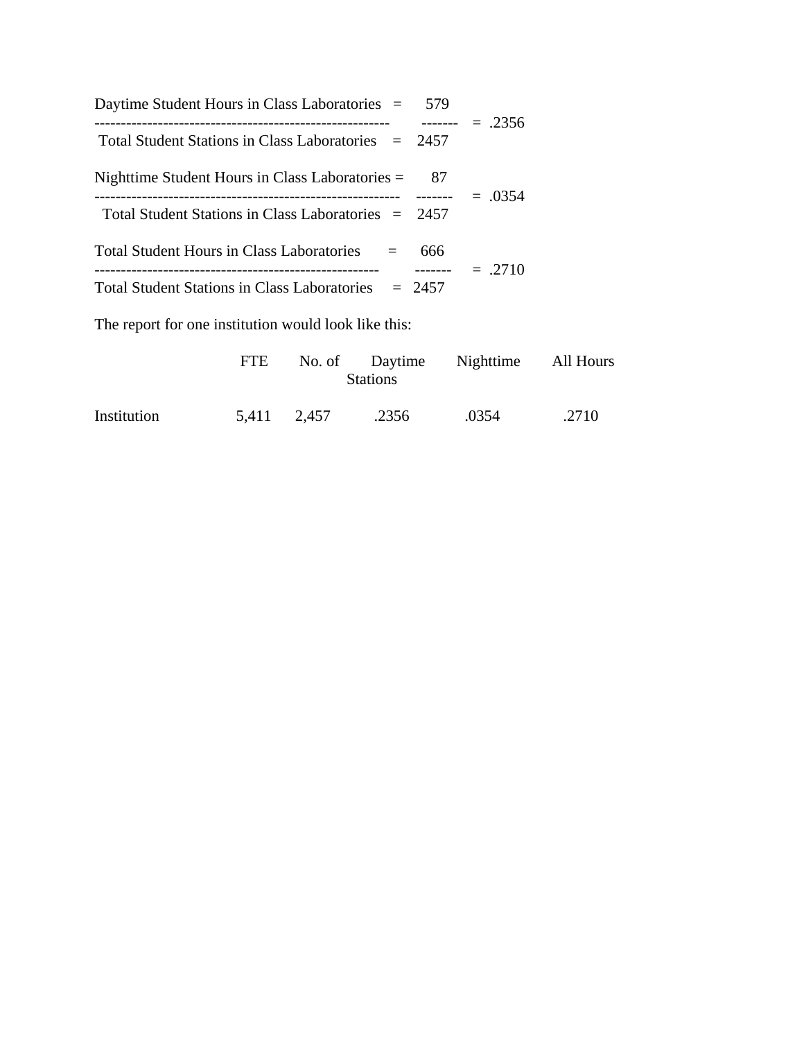$$\frac{\text{Daytime Student Hours in Class Laboratories} = 579}{\text{Total Student Stations in Class Laboratories} = 2457} = .2356$$

$$\frac{\text{Nighttime Student Hours in Class Laboratories} = 87}{\text{Total Student Stations in Class Laboratories} = 2457} = .0354$$

$$\frac{\text{Total Student Hours in Class Laboratories} = 666}{\text{Total Student Stations in Class Laboratories} = 2457} = .2710$$

The report for one institution would look like this:

| | FTE | No. of Stations | Daytime | Nighttime | All Hours |
|---|---|---|---|---|---|
| Institution | 5,411 | 2,457 | .2356 | .0354 | .2710 |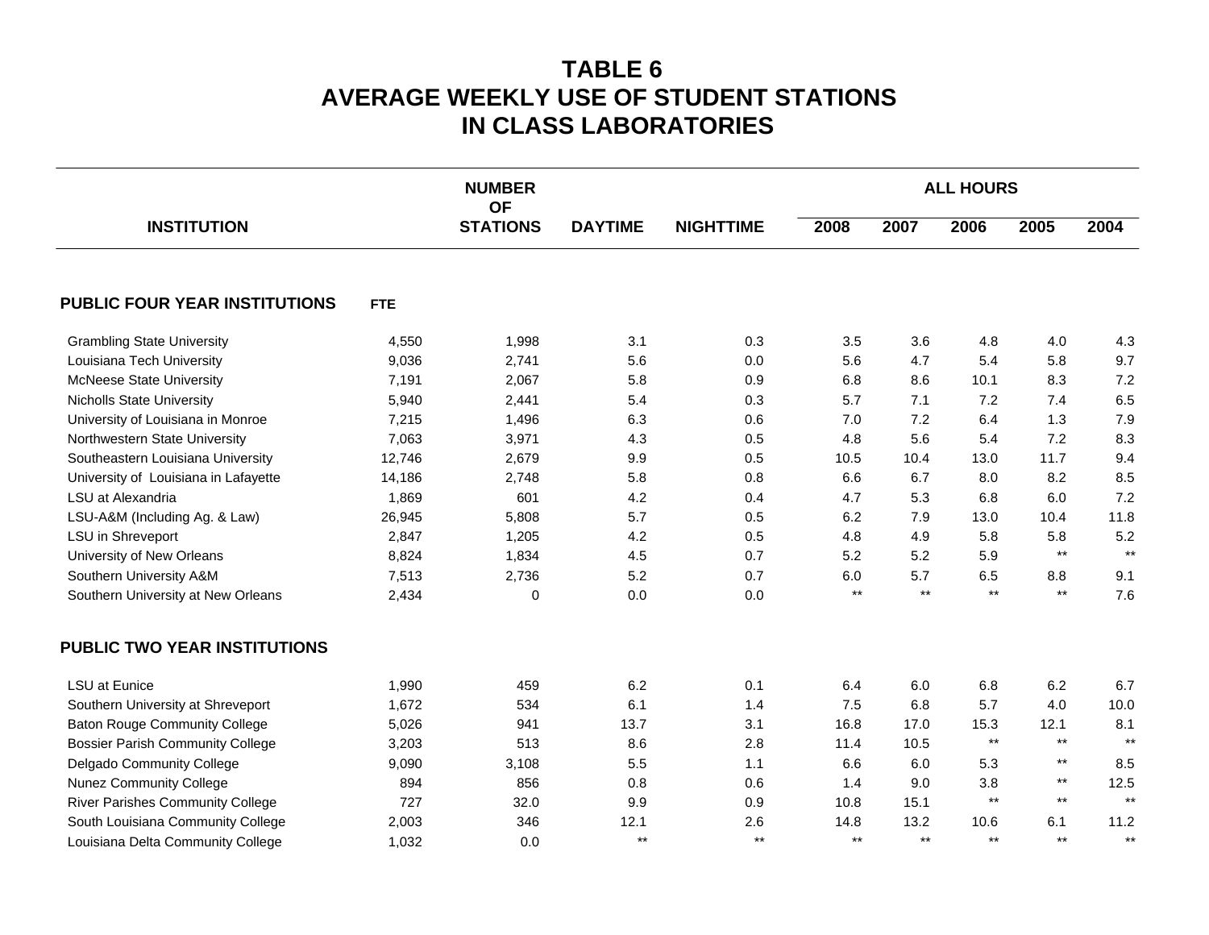# TABLE 6
# AVERAGE WEEKLY USE OF STUDENT STATIONS IN CLASS LABORATORIES

| INSTITUTION | | NUMBER OF STATIONS | DAYTIME | NIGHTTIME | ALL HOURS | | | | |
|---|---|---|---|---|---|---|---|---|---|
| | | | | | 2008 | 2007 | 2006 | 2005 | 2004 |
| **PUBLIC FOUR YEAR INSTITUTIONS** | **FTE** | | | | | | | | |
| Grambling State University | 4,550 | 1,998 | 3.1 | 0.3 | 3.5 | 3.6 | 4.8 | 4.0 | 4.3 |
| Louisiana Tech University | 9,036 | 2,741 | 5.6 | 0.0 | 5.6 | 4.7 | 5.4 | 5.8 | 9.7 |
| McNeese State University | 7,191 | 2,067 | 5.8 | 0.9 | 6.8 | 8.6 | 10.1 | 8.3 | 7.2 |
| Nicholls State University | 5,940 | 2,441 | 5.4 | 0.3 | 5.7 | 7.1 | 7.2 | 7.4 | 6.5 |
| University of Louisiana in Monroe | 7,215 | 1,496 | 6.3 | 0.6 | 7.0 | 7.2 | 6.4 | 1.3 | 7.9 |
| Northwestern State University | 7,063 | 3,971 | 4.3 | 0.5 | 4.8 | 5.6 | 5.4 | 7.2 | 8.3 |
| Southeastern Louisiana University | 12,746 | 2,679 | 9.9 | 0.5 | 10.5 | 10.4 | 13.0 | 11.7 | 9.4 |
| University of Louisiana in Lafayette | 14,186 | 2,748 | 5.8 | 0.8 | 6.6 | 6.7 | 8.0 | 8.2 | 8.5 |
| LSU at Alexandria | 1,869 | 601 | 4.2 | 0.4 | 4.7 | 5.3 | 6.8 | 6.0 | 7.2 |
| LSU-A&M (Including Ag. & Law) | 26,945 | 5,808 | 5.7 | 0.5 | 6.2 | 7.9 | 13.0 | 10.4 | 11.8 |
| LSU in Shreveport | 2,847 | 1,205 | 4.2 | 0.5 | 4.8 | 4.9 | 5.8 | 5.8 | 5.2 |
| University of New Orleans | 8,824 | 1,834 | 4.5 | 0.7 | 5.2 | 5.2 | 5.9 | ** | ** |
| Southern University A&M | 7,513 | 2,736 | 5.2 | 0.7 | 6.0 | 5.7 | 6.5 | 8.8 | 9.1 |
| Southern University at New Orleans | 2,434 | 0 | 0.0 | 0.0 | ** | ** | ** | ** | 7.6 |
| **PUBLIC TWO YEAR INSTITUTIONS** | | | | | | | | | |
| LSU at Eunice | 1,990 | 459 | 6.2 | 0.1 | 6.4 | 6.0 | 6.8 | 6.2 | 6.7 |
| Southern University at Shreveport | 1,672 | 534 | 6.1 | 1.4 | 7.5 | 6.8 | 5.7 | 4.0 | 10.0 |
| Baton Rouge Community College | 5,026 | 941 | 13.7 | 3.1 | 16.8 | 17.0 | 15.3 | 12.1 | 8.1 |
| Bossier Parish Community College | 3,203 | 513 | 8.6 | 2.8 | 11.4 | 10.5 | ** | ** | ** |
| Delgado Community College | 9,090 | 3,108 | 5.5 | 1.1 | 6.6 | 6.0 | 5.3 | ** | 8.5 |
| Nunez Community College | 894 | 856 | 0.8 | 0.6 | 1.4 | 9.0 | 3.8 | ** | 12.5 |
| River Parishes Community College | 727 | 32.0 | 9.9 | 0.9 | 10.8 | 15.1 | ** | ** | ** |
| South Louisiana Community College | 2,003 | 346 | 12.1 | 2.6 | 14.8 | 13.2 | 10.6 | 6.1 | 11.2 |
| Louisiana Delta Community College | 1,032 | 0.0 | ** | ** | ** | ** | ** | ** | ** |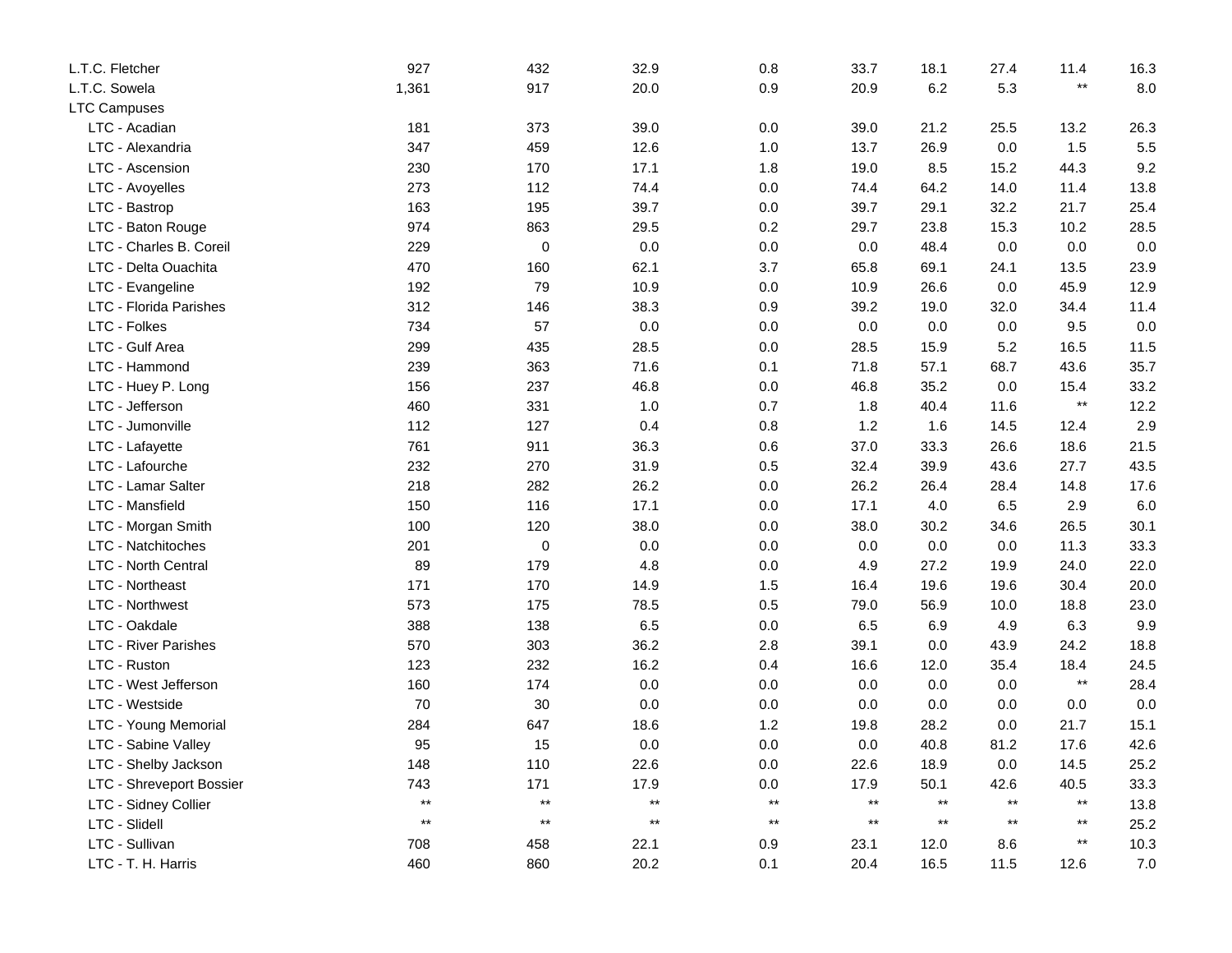| | | | | | | | | | |
|---|---|---|---|---|---|---|---|---|---|
| L.T.C. Fletcher | 927 | 432 | 32.9 | 0.8 | 33.7 | 18.1 | 27.4 | 11.4 | 16.3 |
| L.T.C. Sowela | 1,361 | 917 | 20.0 | 0.9 | 20.9 | 6.2 | 5.3 | ** | 8.0 |
| LTC Campuses | | | | | | | | | |
| LTC - Acadian | 181 | 373 | 39.0 | 0.0 | 39.0 | 21.2 | 25.5 | 13.2 | 26.3 |
| LTC - Alexandria | 347 | 459 | 12.6 | 1.0 | 13.7 | 26.9 | 0.0 | 1.5 | 5.5 |
| LTC - Ascension | 230 | 170 | 17.1 | 1.8 | 19.0 | 8.5 | 15.2 | 44.3 | 9.2 |
| LTC - Avoyelles | 273 | 112 | 74.4 | 0.0 | 74.4 | 64.2 | 14.0 | 11.4 | 13.8 |
| LTC - Bastrop | 163 | 195 | 39.7 | 0.0 | 39.7 | 29.1 | 32.2 | 21.7 | 25.4 |
| LTC - Baton Rouge | 974 | 863 | 29.5 | 0.2 | 29.7 | 23.8 | 15.3 | 10.2 | 28.5 |
| LTC - Charles B. Coreil | 229 | 0 | 0.0 | 0.0 | 0.0 | 48.4 | 0.0 | 0.0 | 0.0 |
| LTC - Delta Ouachita | 470 | 160 | 62.1 | 3.7 | 65.8 | 69.1 | 24.1 | 13.5 | 23.9 |
| LTC - Evangeline | 192 | 79 | 10.9 | 0.0 | 10.9 | 26.6 | 0.0 | 45.9 | 12.9 |
| LTC - Florida Parishes | 312 | 146 | 38.3 | 0.9 | 39.2 | 19.0 | 32.0 | 34.4 | 11.4 |
| LTC - Folkes | 734 | 57 | 0.0 | 0.0 | 0.0 | 0.0 | 0.0 | 9.5 | 0.0 |
| LTC - Gulf Area | 299 | 435 | 28.5 | 0.0 | 28.5 | 15.9 | 5.2 | 16.5 | 11.5 |
| LTC - Hammond | 239 | 363 | 71.6 | 0.1 | 71.8 | 57.1 | 68.7 | 43.6 | 35.7 |
| LTC - Huey P. Long | 156 | 237 | 46.8 | 0.0 | 46.8 | 35.2 | 0.0 | 15.4 | 33.2 |
| LTC - Jefferson | 460 | 331 | 1.0 | 0.7 | 1.8 | 40.4 | 11.6 | ** | 12.2 |
| LTC - Jumonville | 112 | 127 | 0.4 | 0.8 | 1.2 | 1.6 | 14.5 | 12.4 | 2.9 |
| LTC - Lafayette | 761 | 911 | 36.3 | 0.6 | 37.0 | 33.3 | 26.6 | 18.6 | 21.5 |
| LTC - Lafourche | 232 | 270 | 31.9 | 0.5 | 32.4 | 39.9 | 43.6 | 27.7 | 43.5 |
| LTC - Lamar Salter | 218 | 282 | 26.2 | 0.0 | 26.2 | 26.4 | 28.4 | 14.8 | 17.6 |
| LTC - Mansfield | 150 | 116 | 17.1 | 0.0 | 17.1 | 4.0 | 6.5 | 2.9 | 6.0 |
| LTC - Morgan Smith | 100 | 120 | 38.0 | 0.0 | 38.0 | 30.2 | 34.6 | 26.5 | 30.1 |
| LTC - Natchitoches | 201 | 0 | 0.0 | 0.0 | 0.0 | 0.0 | 0.0 | 11.3 | 33.3 |
| LTC - North Central | 89 | 179 | 4.8 | 0.0 | 4.9 | 27.2 | 19.9 | 24.0 | 22.0 |
| LTC - Northeast | 171 | 170 | 14.9 | 1.5 | 16.4 | 19.6 | 19.6 | 30.4 | 20.0 |
| LTC - Northwest | 573 | 175 | 78.5 | 0.5 | 79.0 | 56.9 | 10.0 | 18.8 | 23.0 |
| LTC - Oakdale | 388 | 138 | 6.5 | 0.0 | 6.5 | 6.9 | 4.9 | 6.3 | 9.9 |
| LTC - River Parishes | 570 | 303 | 36.2 | 2.8 | 39.1 | 0.0 | 43.9 | 24.2 | 18.8 |
| LTC - Ruston | 123 | 232 | 16.2 | 0.4 | 16.6 | 12.0 | 35.4 | 18.4 | 24.5 |
| LTC - West Jefferson | 160 | 174 | 0.0 | 0.0 | 0.0 | 0.0 | 0.0 | ** | 28.4 |
| LTC - Westside | 70 | 30 | 0.0 | 0.0 | 0.0 | 0.0 | 0.0 | 0.0 | 0.0 |
| LTC - Young Memorial | 284 | 647 | 18.6 | 1.2 | 19.8 | 28.2 | 0.0 | 21.7 | 15.1 |
| LTC - Sabine Valley | 95 | 15 | 0.0 | 0.0 | 0.0 | 40.8 | 81.2 | 17.6 | 42.6 |
| LTC - Shelby Jackson | 148 | 110 | 22.6 | 0.0 | 22.6 | 18.9 | 0.0 | 14.5 | 25.2 |
| LTC - Shreveport Bossier | 743 | 171 | 17.9 | 0.0 | 17.9 | 50.1 | 42.6 | 40.5 | 33.3 |
| LTC - Sidney Collier | ** | ** | ** | ** | ** | ** | ** | ** | 13.8 |
| LTC - Slidell | ** | ** | ** | ** | ** | ** | ** | ** | 25.2 |
| LTC - Sullivan | 708 | 458 | 22.1 | 0.9 | 23.1 | 12.0 | 8.6 | ** | 10.3 |
| LTC - T. H. Harris | 460 | 860 | 20.2 | 0.1 | 20.4 | 16.5 | 11.5 | 12.6 | 7.0 |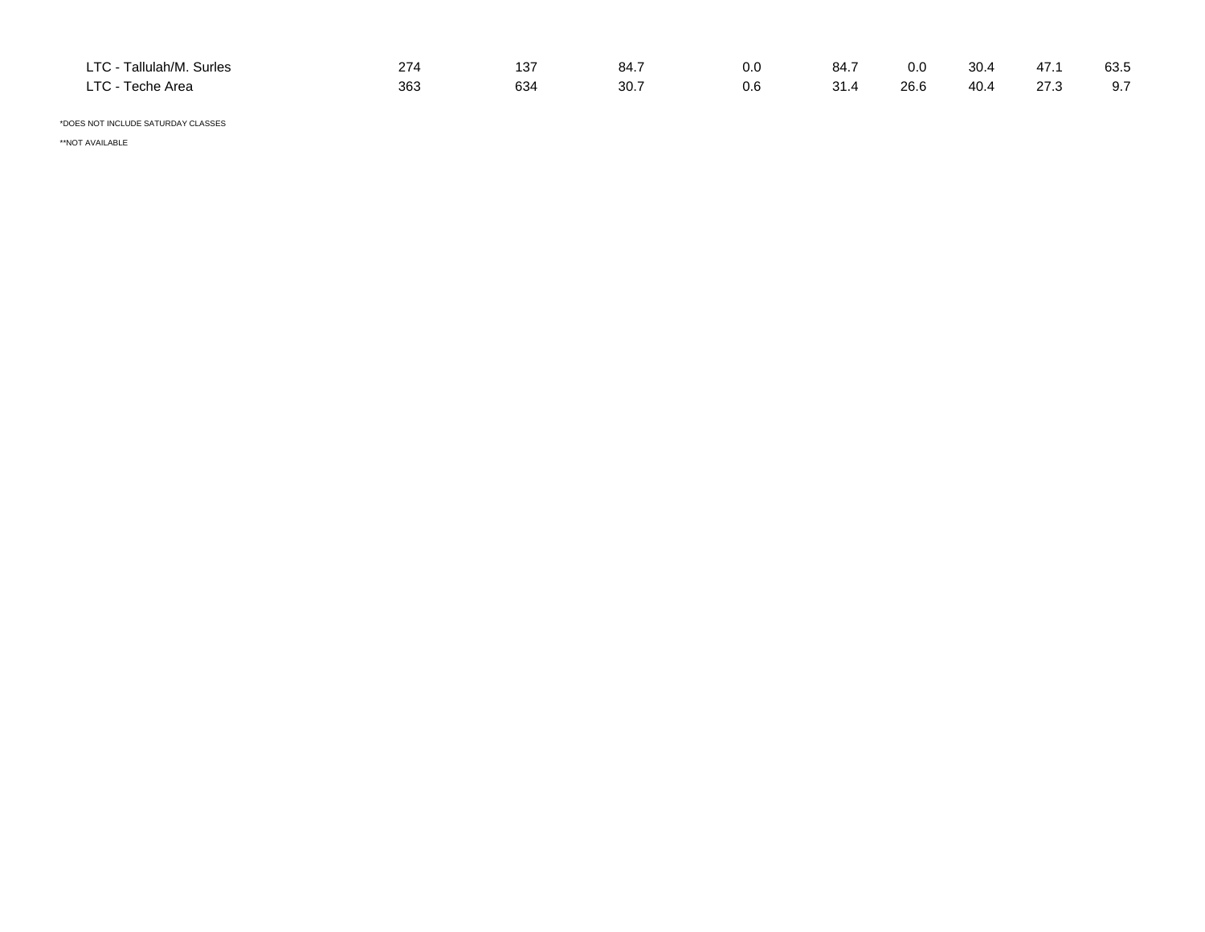| | | | | | | | | | |
|---|---|---|---|---|---|---|---|---|---|
| LTC - Tallulah/M. Surles | 274 | 137 | 84.7 | 0.0 | 84.7 | 0.0 | 30.4 | 47.1 | 63.5 |
| LTC - Teche Area | 363 | 634 | 30.7 | 0.6 | 31.4 | 26.6 | 40.4 | 27.3 | 9.7 |

*DOES NOT INCLUDE SATURDAY CLASSES

**NOT AVAILABLE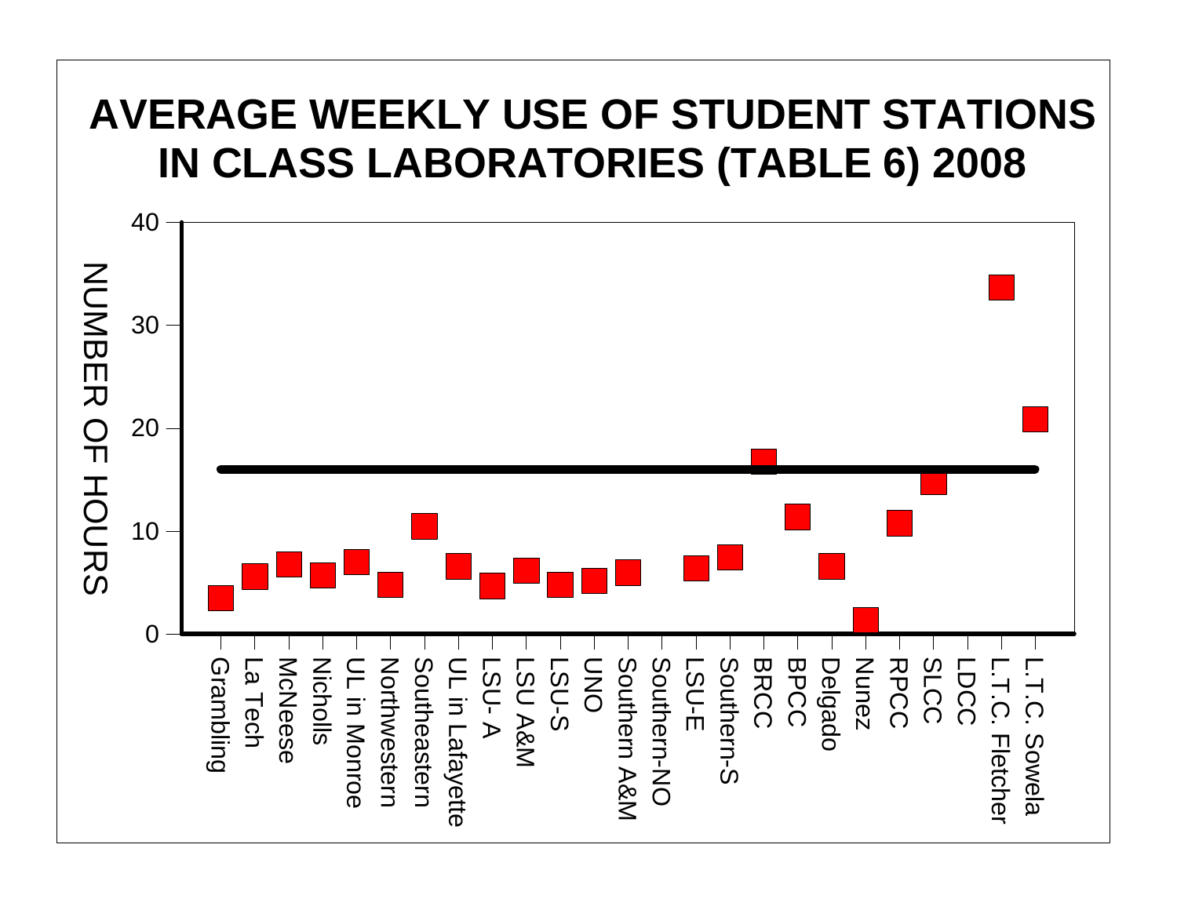# AVERAGE WEEKLY USE OF STUDENT STATIONS IN CLASS LABORATORIES (TABLE 6) 2008

NUMBER OF HOURS

40
30
20
10
0

Grambling
La Tech
McNeese
Nicholls
UL in Monroe
Northwestern
Southeastern
UL in Lafayette
LSU- A
LSU A&M
LSU-S
UNO
Southern A&M
Southern-NO
LSU-E
Southern-S
BRCC
BPCC
Delgado
Nunez
RPCC
SLCC
LDCC
L.T.C. Fletcher
L.T.C. Sowela